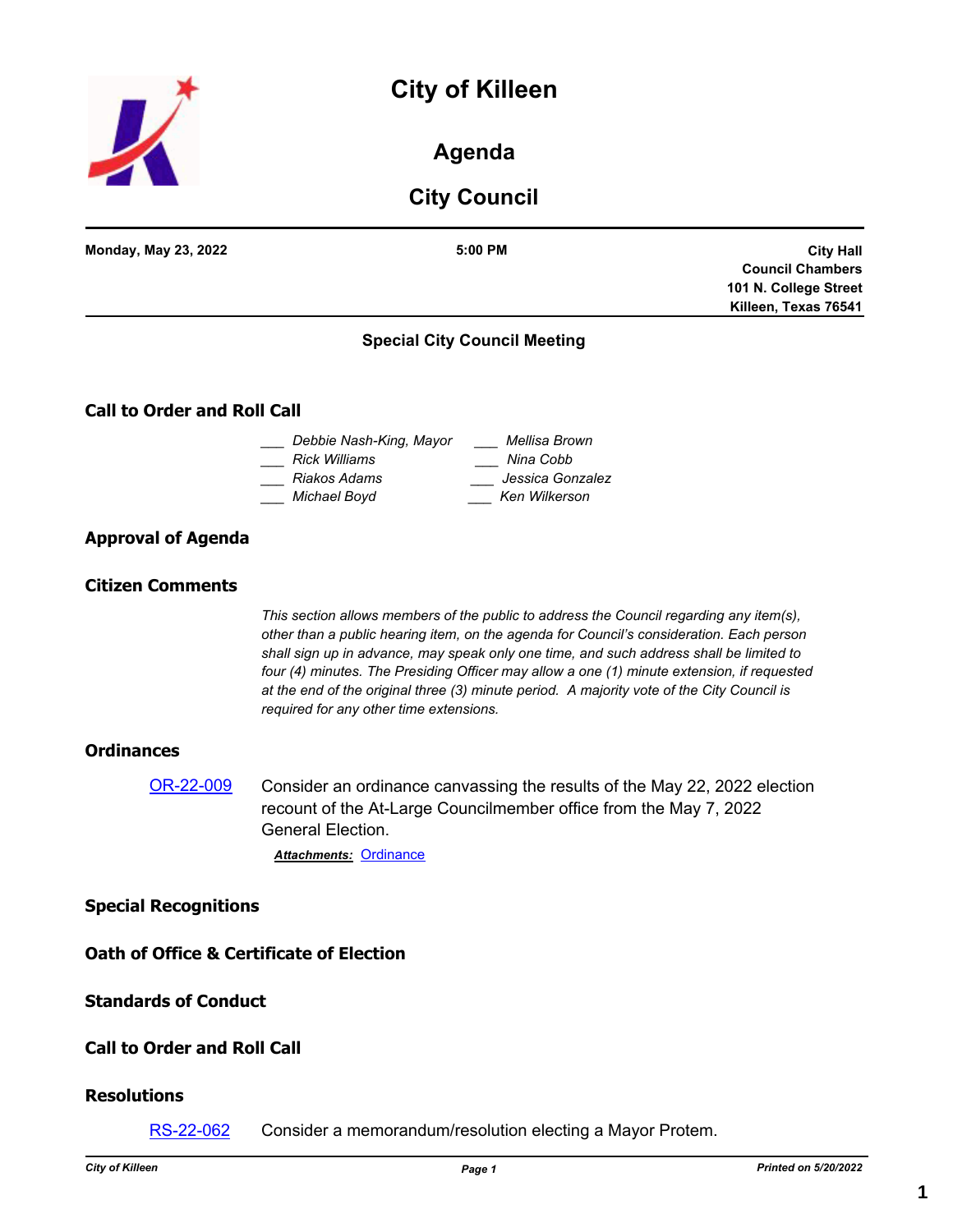# City of Killeen

## Agenda

## City Council

**Monday, May 23, 2022** | **5:00 PM** | **City Hall Council Chambers 101 N. College Street Killeen, Texas 76541**

### Special City Council Meeting

### Call to Order and Roll Call

___ *Debbie Nash-King, Mayor*
___ *Rick Williams*
___ *Riakos Adams*
___ *Michael Boyd*
___ *Mellisa Brown*
___ *Nina Cobb*
___ *Jessica Gonzalez*
___ *Ken Wilkerson*

### Approval of Agenda

### Citizen Comments

*This section allows members of the public to address the Council regarding any item(s), other than a public hearing item, on the agenda for Council's consideration. Each person shall sign up in advance, may speak only one time, and such address shall be limited to four (4) minutes. The Presiding Officer may allow a one (1) minute extension, if requested at the end of the original three (3) minute period. A majority vote of the City Council is required for any other time extensions.*

### Ordinances

OR-22-009 Consider an ordinance canvassing the results of the May 22, 2022 election recount of the At-Large Councilmember office from the May 7, 2022 General Election.

***Attachments:*** Ordinance

### Special Recognitions

### Oath of Office & Certificate of Election

### Standards of Conduct

### Call to Order and Roll Call

### Resolutions

RS-22-062 Consider a memorandum/resolution electing a Mayor Protem.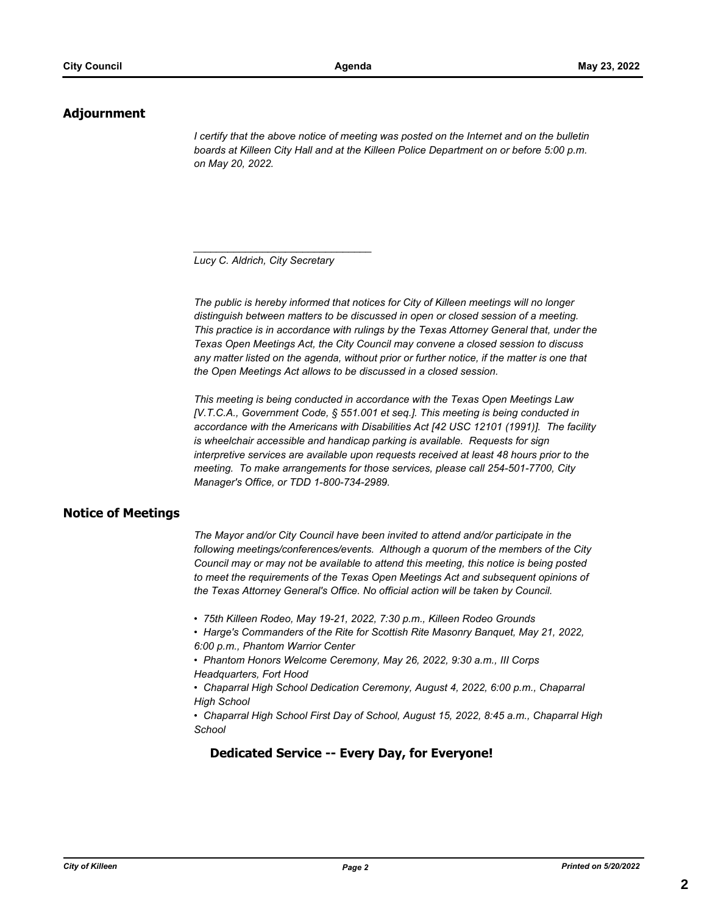## Adjournment

*I certify that the above notice of meeting was posted on the Internet and on the bulletin boards at Killeen City Hall and at the Killeen Police Department on or before 5:00 p.m. on May 20, 2022.*

_______________________________

*Lucy C. Aldrich, City Secretary*

*The public is hereby informed that notices for City of Killeen meetings will no longer distinguish between matters to be discussed in open or closed session of a meeting. This practice is in accordance with rulings by the Texas Attorney General that, under the Texas Open Meetings Act, the City Council may convene a closed session to discuss any matter listed on the agenda, without prior or further notice, if the matter is one that the Open Meetings Act allows to be discussed in a closed session.*

*This meeting is being conducted in accordance with the Texas Open Meetings Law [V.T.C.A., Government Code, § 551.001 et seq.]. This meeting is being conducted in accordance with the Americans with Disabilities Act [42 USC 12101 (1991)]. The facility is wheelchair accessible and handicap parking is available. Requests for sign interpretive services are available upon requests received at least 48 hours prior to the meeting. To make arrangements for those services, please call 254-501-7700, City Manager's Office, or TDD 1-800-734-2989.*

## Notice of Meetings

*The Mayor and/or City Council have been invited to attend and/or participate in the following meetings/conferences/events. Although a quorum of the members of the City Council may or may not be available to attend this meeting, this notice is being posted to meet the requirements of the Texas Open Meetings Act and subsequent opinions of the Texas Attorney General's Office. No official action will be taken by Council.*

- *75th Killeen Rodeo, May 19-21, 2022, 7:30 p.m., Killeen Rodeo Grounds*
- *Harge's Commanders of the Rite for Scottish Rite Masonry Banquet, May 21, 2022, 6:00 p.m., Phantom Warrior Center*
- *Phantom Honors Welcome Ceremony, May 26, 2022, 9:30 a.m., III Corps Headquarters, Fort Hood*
- *Chaparral High School Dedication Ceremony, August 4, 2022, 6:00 p.m., Chaparral High School*
- *Chaparral High School First Day of School, August 15, 2022, 8:45 a.m., Chaparral High School*

**Dedicated Service -- Every Day, for Everyone!**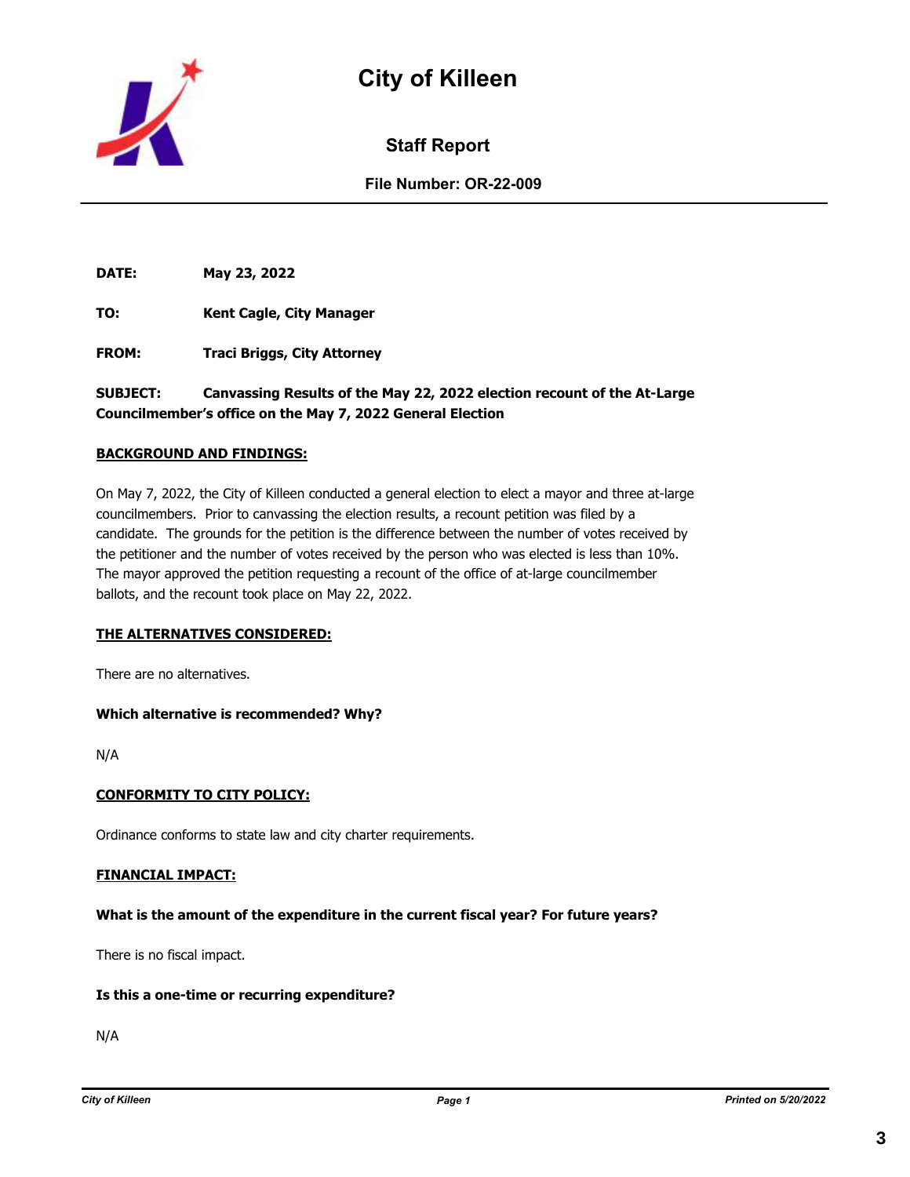# City of Killeen

## Staff Report

**File Number: OR-22-009**

---

**DATE:** May 23, 2022

**TO:** Kent Cagle, City Manager

**FROM:** Traci Briggs, City Attorney

**SUBJECT:** Canvassing Results of the May 22, 2022 election recount of the At-Large Councilmember's office on the May 7, 2022 General Election

**<u>BACKGROUND AND FINDINGS:</u>**

On May 7, 2022, the City of Killeen conducted a general election to elect a mayor and three at-large councilmembers. Prior to canvassing the election results, a recount petition was filed by a candidate. The grounds for the petition is the difference between the number of votes received by the petitioner and the number of votes received by the person who was elected is less than 10%. The mayor approved the petition requesting a recount of the office of at-large councilmember ballots, and the recount took place on May 22, 2022.

**<u>THE ALTERNATIVES CONSIDERED:</u>**

There are no alternatives.

**Which alternative is recommended? Why?**

N/A

**<u>CONFORMITY TO CITY POLICY:</u>**

Ordinance conforms to state law and city charter requirements.

**<u>FINANCIAL IMPACT:</u>**

**What is the amount of the expenditure in the current fiscal year? For future years?**

There is no fiscal impact.

**Is this a one-time or recurring expenditure?**

N/A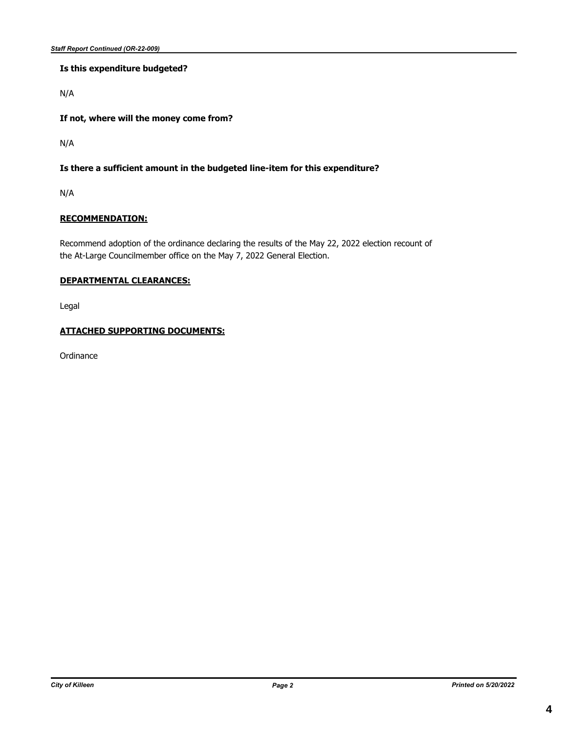**Is this expenditure budgeted?**

N/A

**If not, where will the money come from?**

N/A

**Is there a sufficient amount in the budgeted line-item for this expenditure?**

N/A

**RECOMMENDATION:**

Recommend adoption of the ordinance declaring the results of the May 22, 2022 election recount of the At-Large Councilmember office on the May 7, 2022 General Election.

**DEPARTMENTAL CLEARANCES:**

Legal

**ATTACHED SUPPORTING DOCUMENTS:**

Ordinance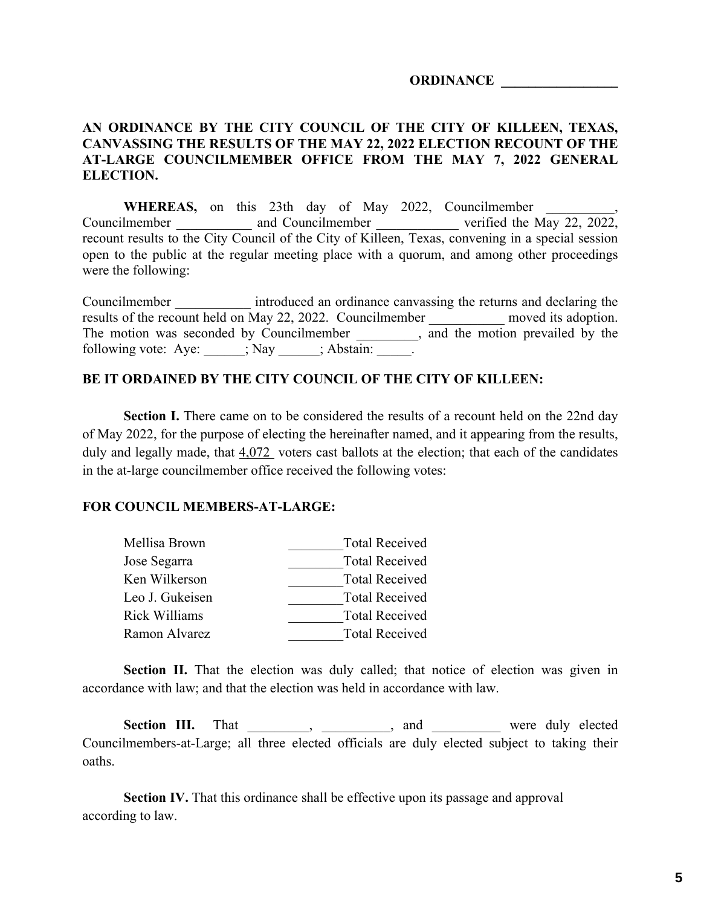**ORDINANCE \_\_\_\_\_\_\_\_\_\_\_\_\_\_\_\_\_**

**AN ORDINANCE BY THE CITY COUNCIL OF THE CITY OF KILLEEN, TEXAS, CANVASSING THE RESULTS OF THE MAY 22, 2022 ELECTION RECOUNT OF THE AT-LARGE COUNCILMEMBER OFFICE FROM THE MAY 7, 2022 GENERAL ELECTION.**

**WHEREAS,** on this 23th day of May 2022, Councilmember \_\_\_\_\_\_\_\_\_\_, Councilmember \_\_\_\_\_\_\_\_\_\_\_ and Councilmember \_\_\_\_\_\_\_\_\_\_\_\_ verified the May 22, 2022, recount results to the City Council of the City of Killeen, Texas, convening in a special session open to the public at the regular meeting place with a quorum, and among other proceedings were the following:

Councilmember \_\_\_\_\_\_\_\_\_\_\_ introduced an ordinance canvassing the returns and declaring the results of the recount held on May 22, 2022. Councilmember \_\_\_\_\_\_\_\_\_\_\_ moved its adoption. The motion was seconded by Councilmember \_\_\_\_\_\_\_\_\_, and the motion prevailed by the following vote: Aye: \_\_\_\_\_\_; Nay \_\_\_\_\_\_; Abstain: \_\_\_\_\_.

**BE IT ORDAINED BY THE CITY COUNCIL OF THE CITY OF KILLEEN:**

**Section I.** There came on to be considered the results of a recount held on the 22nd day of May 2022, for the purpose of electing the hereinafter named, and it appearing from the results, duly and legally made, that 4,072 voters cast ballots at the election; that each of the candidates in the at-large councilmember office received the following votes:

**FOR COUNCIL MEMBERS-AT-LARGE:**

| | |
|---|---|
| Mellisa Brown | \_\_\_\_\_\_\_\_Total Received |
| Jose Segarra | \_\_\_\_\_\_\_\_Total Received |
| Ken Wilkerson | \_\_\_\_\_\_\_\_Total Received |
| Leo J. Gukeisen | \_\_\_\_\_\_\_\_Total Received |
| Rick Williams | \_\_\_\_\_\_\_\_Total Received |
| Ramon Alvarez | \_\_\_\_\_\_\_\_Total Received |

**Section II.** That the election was duly called; that notice of election was given in accordance with law; and that the election was held in accordance with law.

**Section III.** That \_\_\_\_\_\_\_\_\_, \_\_\_\_\_\_\_\_\_\_, and \_\_\_\_\_\_\_\_\_\_ were duly elected Councilmembers-at-Large; all three elected officials are duly elected subject to taking their oaths.

**Section IV.** That this ordinance shall be effective upon its passage and approval according to law.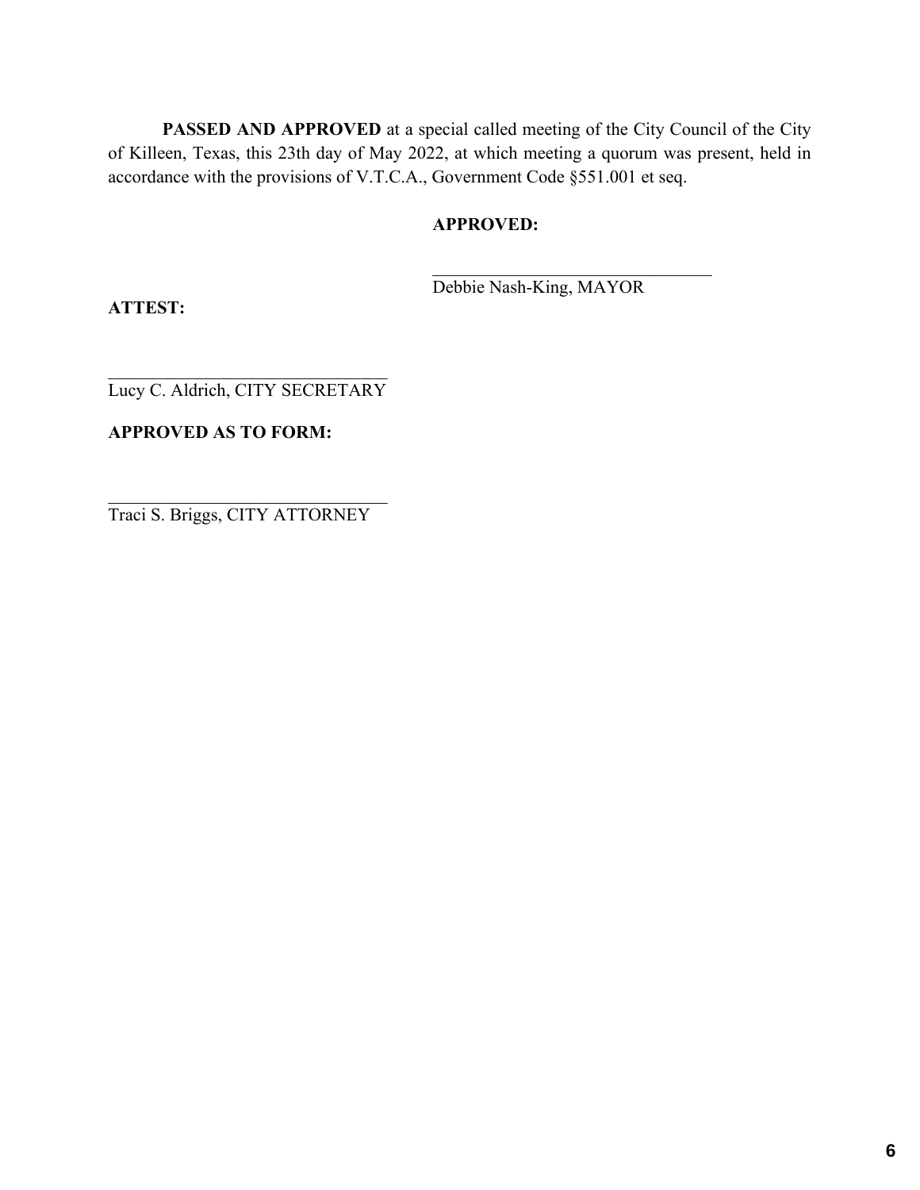**PASSED AND APPROVED** at a special called meeting of the City Council of the City of Killeen, Texas, this 23th day of May 2022, at which meeting a quorum was present, held in accordance with the provisions of V.T.C.A., Government Code §551.001 et seq.

**APPROVED:**

\_\_\_\_\_\_\_\_\_\_\_\_\_\_\_\_\_\_\_\_\_\_\_\_\_\_\_\_\_\_\_\_\_\_

Debbie Nash-King, MAYOR

**ATTEST:**

\_\_\_\_\_\_\_\_\_\_\_\_\_\_\_\_\_\_\_\_\_\_\_\_\_\_\_\_\_\_\_\_\_\_

Lucy C. Aldrich, CITY SECRETARY

**APPROVED AS TO FORM:**

\_\_\_\_\_\_\_\_\_\_\_\_\_\_\_\_\_\_\_\_\_\_\_\_\_\_\_\_\_\_\_\_\_\_

Traci S. Briggs, CITY ATTORNEY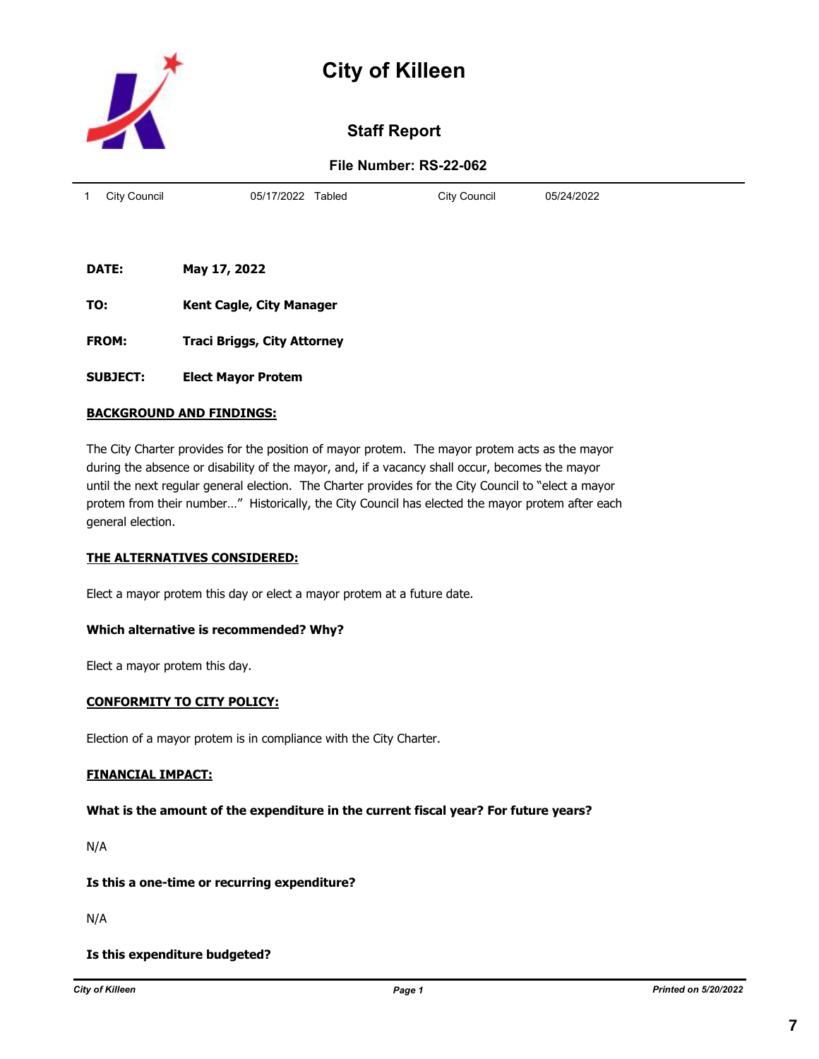# City of Killeen

## Staff Report

**File Number: RS-22-062**

| 1 | City Council | 05/17/2022 | Tabled | City Council | 05/24/2022 |
|---|---|---|---|---|---|

**DATE:** May 17, 2022

**TO:** Kent Cagle, City Manager

**FROM:** Traci Briggs, City Attorney

**SUBJECT:** Elect Mayor Protem

**BACKGROUND AND FINDINGS:**

The City Charter provides for the position of mayor protem. The mayor protem acts as the mayor during the absence or disability of the mayor, and, if a vacancy shall occur, becomes the mayor until the next regular general election. The Charter provides for the City Council to "elect a mayor protem from their number…" Historically, the City Council has elected the mayor protem after each general election.

**THE ALTERNATIVES CONSIDERED:**

Elect a mayor protem this day or elect a mayor protem at a future date.

**Which alternative is recommended? Why?**

Elect a mayor protem this day.

**CONFORMITY TO CITY POLICY:**

Election of a mayor protem is in compliance with the City Charter.

**FINANCIAL IMPACT:**

**What is the amount of the expenditure in the current fiscal year? For future years?**

N/A

**Is this a one-time or recurring expenditure?**

N/A

**Is this expenditure budgeted?**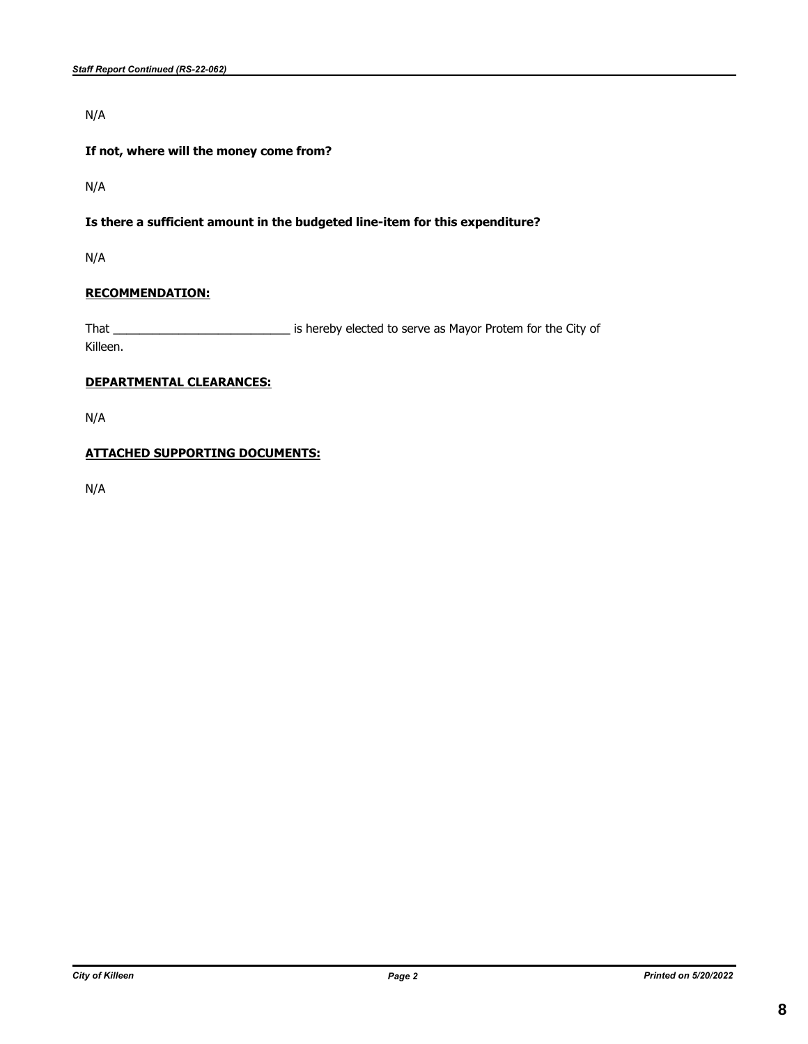N/A

**If not, where will the money come from?**

N/A

**Is there a sufficient amount in the budgeted line-item for this expenditure?**

N/A

**RECOMMENDATION:**

That ___________________________ is hereby elected to serve as Mayor Protem for the City of Killeen.

**DEPARTMENTAL CLEARANCES:**

N/A

**ATTACHED SUPPORTING DOCUMENTS:**

N/A